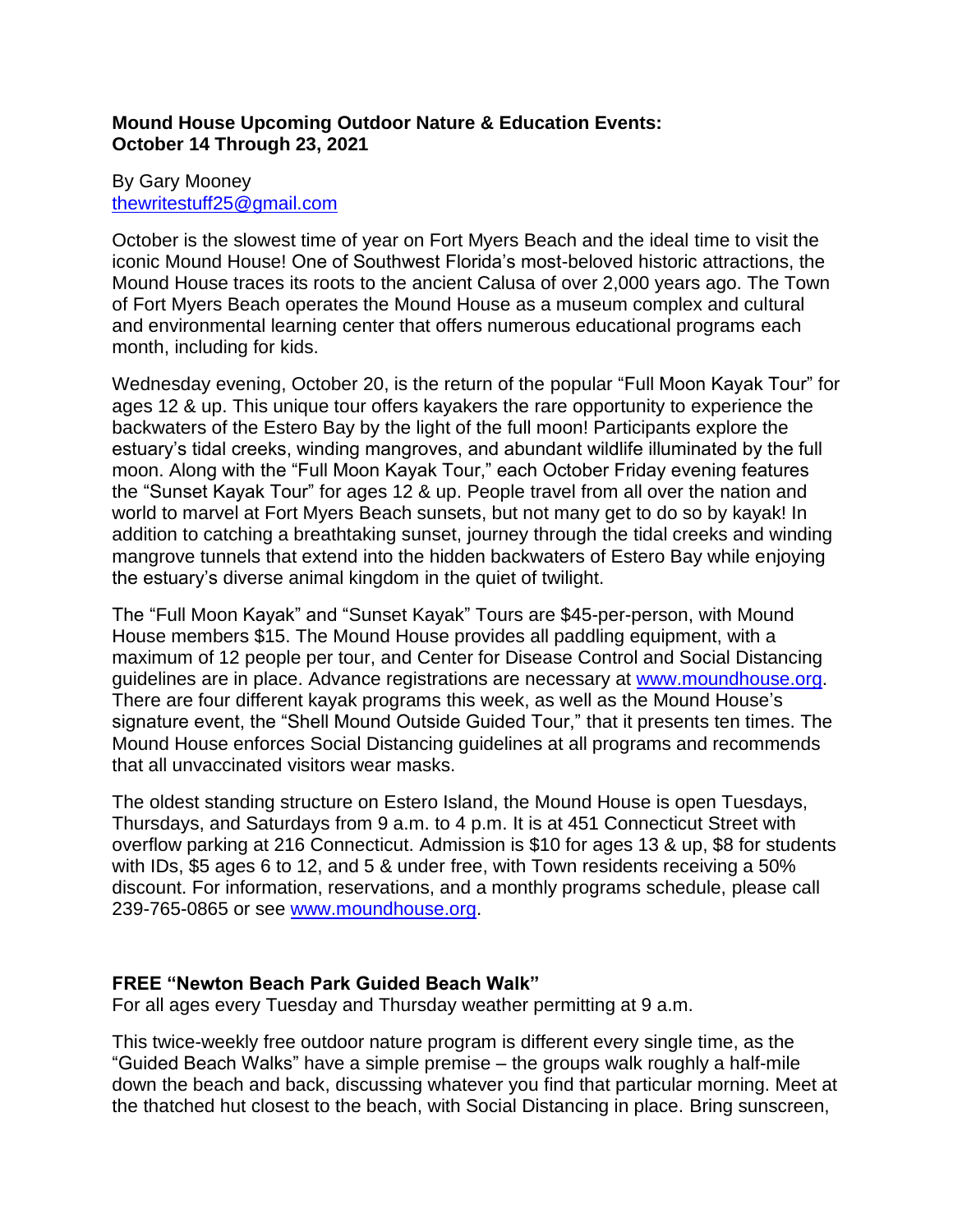**Mound House Upcoming Outdoor Nature & Education Events:**
**October 14 Through 23, 2021**

By Gary Mooney
thewritestuff25@gmail.com

October is the slowest time of year on Fort Myers Beach and the ideal time to visit the iconic Mound House! One of Southwest Florida's most-beloved historic attractions, the Mound House traces its roots to the ancient Calusa of over 2,000 years ago. The Town of Fort Myers Beach operates the Mound House as a museum complex and cultural and environmental learning center that offers numerous educational programs each month, including for kids.

Wednesday evening, October 20, is the return of the popular "Full Moon Kayak Tour" for ages 12 & up. This unique tour offers kayakers the rare opportunity to experience the backwaters of the Estero Bay by the light of the full moon! Participants explore the estuary's tidal creeks, winding mangroves, and abundant wildlife illuminated by the full moon. Along with the "Full Moon Kayak Tour," each October Friday evening features the "Sunset Kayak Tour" for ages 12 & up. People travel from all over the nation and world to marvel at Fort Myers Beach sunsets, but not many get to do so by kayak! In addition to catching a breathtaking sunset, journey through the tidal creeks and winding mangrove tunnels that extend into the hidden backwaters of Estero Bay while enjoying the estuary's diverse animal kingdom in the quiet of twilight.

The "Full Moon Kayak" and "Sunset Kayak" Tours are $45-per-person, with Mound House members $15. The Mound House provides all paddling equipment, with a maximum of 12 people per tour, and Center for Disease Control and Social Distancing guidelines are in place. Advance registrations are necessary at www.moundhouse.org. There are four different kayak programs this week, as well as the Mound House's signature event, the "Shell Mound Outside Guided Tour," that it presents ten times. The Mound House enforces Social Distancing guidelines at all programs and recommends that all unvaccinated visitors wear masks.

The oldest standing structure on Estero Island, the Mound House is open Tuesdays, Thursdays, and Saturdays from 9 a.m. to 4 p.m. It is at 451 Connecticut Street with overflow parking at 216 Connecticut. Admission is $10 for ages 13 & up, $8 for students with IDs, $5 ages 6 to 12, and 5 & under free, with Town residents receiving a 50% discount. For information, reservations, and a monthly programs schedule, please call 239-765-0865 or see www.moundhouse.org.

**FREE "Newton Beach Park Guided Beach Walk"**
For all ages every Tuesday and Thursday weather permitting at 9 a.m.

This twice-weekly free outdoor nature program is different every single time, as the "Guided Beach Walks" have a simple premise – the groups walk roughly a half-mile down the beach and back, discussing whatever you find that particular morning. Meet at the thatched hut closest to the beach, with Social Distancing in place. Bring sunscreen,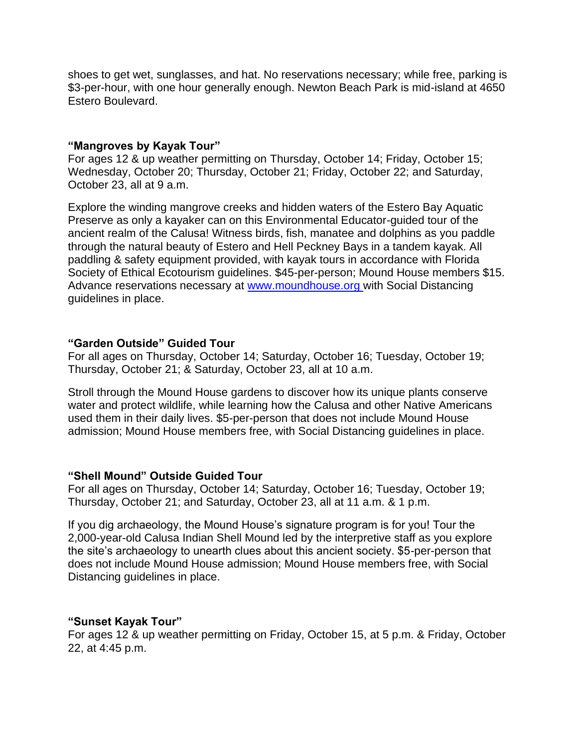shoes to get wet, sunglasses, and hat. No reservations necessary; while free, parking is $3-per-hour, with one hour generally enough. Newton Beach Park is mid-island at 4650 Estero Boulevard.

**"Mangroves by Kayak Tour"**
For ages 12 & up weather permitting on Thursday, October 14; Friday, October 15; Wednesday, October 20; Thursday, October 21; Friday, October 22; and Saturday, October 23, all at 9 a.m.

Explore the winding mangrove creeks and hidden waters of the Estero Bay Aquatic Preserve as only a kayaker can on this Environmental Educator-guided tour of the ancient realm of the Calusa! Witness birds, fish, manatee and dolphins as you paddle through the natural beauty of Estero and Hell Peckney Bays in a tandem kayak. All paddling & safety equipment provided, with kayak tours in accordance with Florida Society of Ethical Ecotourism guidelines. $45-per-person; Mound House members $15. Advance reservations necessary at [www.moundhouse.org](http://www.moundhouse.org) with Social Distancing guidelines in place.

**"Garden Outside" Guided Tour**
For all ages on Thursday, October 14; Saturday, October 16; Tuesday, October 19; Thursday, October 21; & Saturday, October 23, all at 10 a.m.

Stroll through the Mound House gardens to discover how its unique plants conserve water and protect wildlife, while learning how the Calusa and other Native Americans used them in their daily lives. $5-per-person that does not include Mound House admission; Mound House members free, with Social Distancing guidelines in place.

**"Shell Mound" Outside Guided Tour**
For all ages on Thursday, October 14; Saturday, October 16; Tuesday, October 19; Thursday, October 21; and Saturday, October 23, all at 11 a.m. & 1 p.m.

If you dig archaeology, the Mound House's signature program is for you! Tour the 2,000-year-old Calusa Indian Shell Mound led by the interpretive staff as you explore the site's archaeology to unearth clues about this ancient society. $5-per-person that does not include Mound House admission; Mound House members free, with Social Distancing guidelines in place.

**"Sunset Kayak Tour"**
For ages 12 & up weather permitting on Friday, October 15, at 5 p.m. & Friday, October 22, at 4:45 p.m.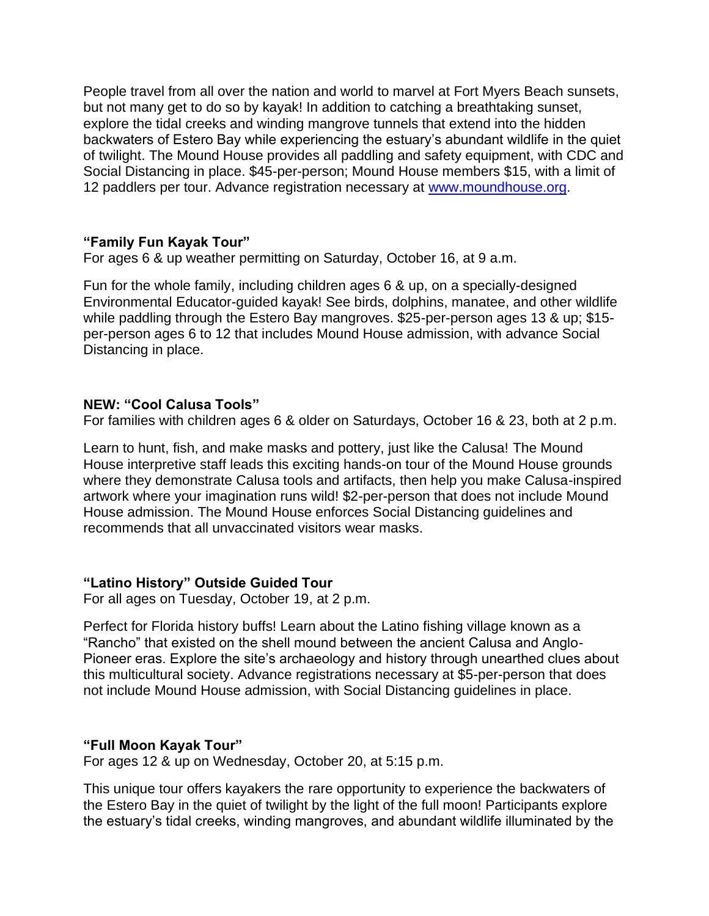People travel from all over the nation and world to marvel at Fort Myers Beach sunsets, but not many get to do so by kayak! In addition to catching a breathtaking sunset, explore the tidal creeks and winding mangrove tunnels that extend into the hidden backwaters of Estero Bay while experiencing the estuary's abundant wildlife in the quiet of twilight. The Mound House provides all paddling and safety equipment, with CDC and Social Distancing in place. $45-per-person; Mound House members $15, with a limit of 12 paddlers per tour. Advance registration necessary at [www.moundhouse.org](http://www.moundhouse.org).

**"Family Fun Kayak Tour"**
For ages 6 & up weather permitting on Saturday, October 16, at 9 a.m.

Fun for the whole family, including children ages 6 & up, on a specially-designed Environmental Educator-guided kayak! See birds, dolphins, manatee, and other wildlife while paddling through the Estero Bay mangroves. $25-per-person ages 13 & up; $15-per-person ages 6 to 12 that includes Mound House admission, with advance Social Distancing in place.

**NEW: "Cool Calusa Tools"**
For families with children ages 6 & older on Saturdays, October 16 & 23, both at 2 p.m.

Learn to hunt, fish, and make masks and pottery, just like the Calusa! The Mound House interpretive staff leads this exciting hands-on tour of the Mound House grounds where they demonstrate Calusa tools and artifacts, then help you make Calusa-inspired artwork where your imagination runs wild! $2-per-person that does not include Mound House admission. The Mound House enforces Social Distancing guidelines and recommends that all unvaccinated visitors wear masks.

**"Latino History" Outside Guided Tour**
For all ages on Tuesday, October 19, at 2 p.m.

Perfect for Florida history buffs! Learn about the Latino fishing village known as a "Rancho" that existed on the shell mound between the ancient Calusa and Anglo-Pioneer eras. Explore the site's archaeology and history through unearthed clues about this multicultural society. Advance registrations necessary at $5-per-person that does not include Mound House admission, with Social Distancing guidelines in place.

**"Full Moon Kayak Tour"**
For ages 12 & up on Wednesday, October 20, at 5:15 p.m.

This unique tour offers kayakers the rare opportunity to experience the backwaters of the Estero Bay in the quiet of twilight by the light of the full moon! Participants explore the estuary's tidal creeks, winding mangroves, and abundant wildlife illuminated by the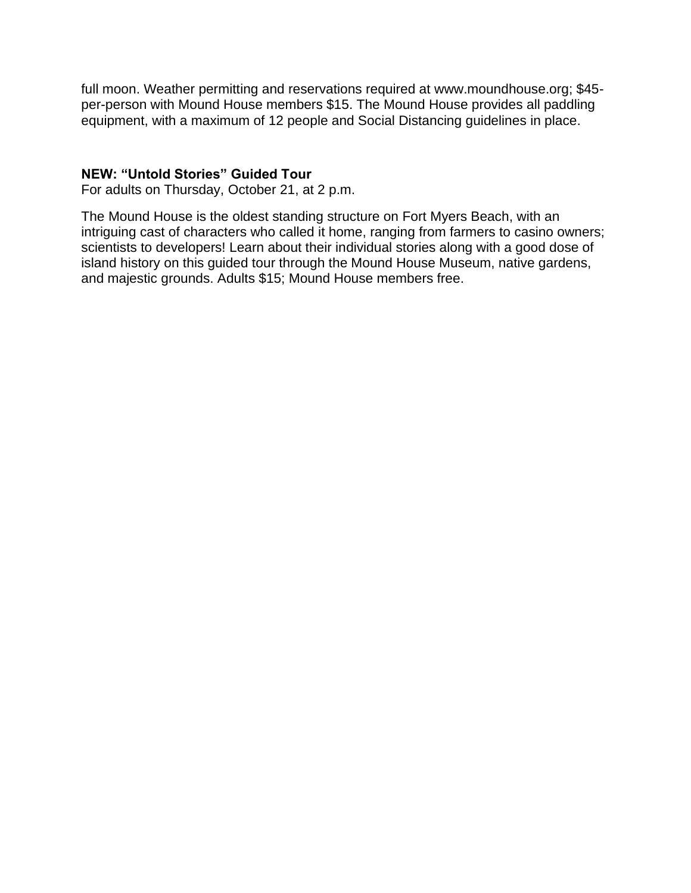full moon. Weather permitting and reservations required at www.moundhouse.org; $45-per-person with Mound House members $15. The Mound House provides all paddling equipment, with a maximum of 12 people and Social Distancing guidelines in place.

**NEW: "Untold Stories" Guided Tour**
For adults on Thursday, October 21, at 2 p.m.

The Mound House is the oldest standing structure on Fort Myers Beach, with an intriguing cast of characters who called it home, ranging from farmers to casino owners; scientists to developers! Learn about their individual stories along with a good dose of island history on this guided tour through the Mound House Museum, native gardens, and majestic grounds. Adults $15; Mound House members free.